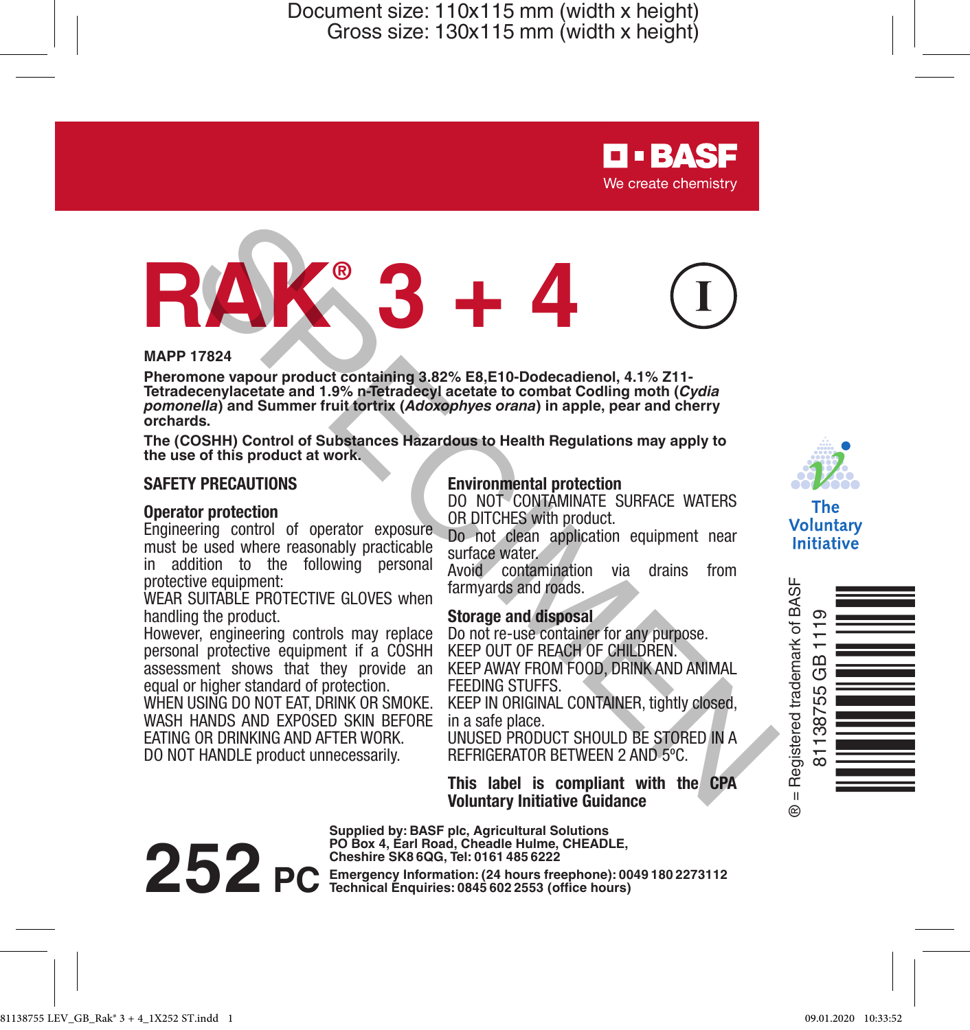Document size: 110x115 mm (width x height)
Gross size: 130x115 mm (width x height)

BASF
We create chemistry

# RAK® 3 + 4

I

**MAPP 17824**

**Pheromone vapour product containing 3.82% E8,E10-Dodecadienol, 4.1% Z11-Tetradecenylacetate and 1.9% n-Tetradecyl acetate to combat Codling moth (*Cydia pomonella*) and Summer fruit tortrix (*Adoxophyes orana*) in apple, pear and cherry orchards.**

**The (COSHH) Control of Substances Hazardous to Health Regulations may apply to the use of this product at work.**

## SAFETY PRECAUTIONS

### Operator protection

Engineering control of operator exposure must be used where reasonably practicable in addition to the following personal protective equipment:
WEAR SUITABLE PROTECTIVE GLOVES when handling the product.
However, engineering controls may replace personal protective equipment if a COSHH assessment shows that they provide an equal or higher standard of protection.
WHEN USING DO NOT EAT, DRINK OR SMOKE.
WASH HANDS AND EXPOSED SKIN BEFORE EATING OR DRINKING AND AFTER WORK.
DO NOT HANDLE product unnecessarily.

### Environmental protection

DO NOT CONTAMINATE SURFACE WATERS OR DITCHES with product.
Do not clean application equipment near surface water.
Avoid contamination via drains from farmyards and roads.

### Storage and disposal

Do not re-use container for any purpose.
KEEP OUT OF REACH OF CHILDREN.
KEEP AWAY FROM FOOD, DRINK AND ANIMAL FEEDING STUFFS.
KEEP IN ORIGINAL CONTAINER, tightly closed, in a safe place.
UNUSED PRODUCT SHOULD BE STORED IN A REFRIGERATOR BETWEEN 2 AND 5ºC.

**This label is compliant with the CPA Voluntary Initiative Guidance**

The Voluntary Initiative

® = Registered trademark of BASF

81138755 GB 1119

**252 PC**

**Supplied by: BASF plc, Agricultural Solutions**
**PO Box 4, Earl Road, Cheadle Hulme, CHEADLE, Cheshire SK8 6QG, Tel: 0161 485 6222**
**Emergency Information: (24 hours freephone): 0049 180 2273112**
**Technical Enquiries: 0845 602 2553 (office hours)**

81138755 LEV_GB_Rak® 3 + 4_1X252 ST.indd 1 09.01.2020 10:33:52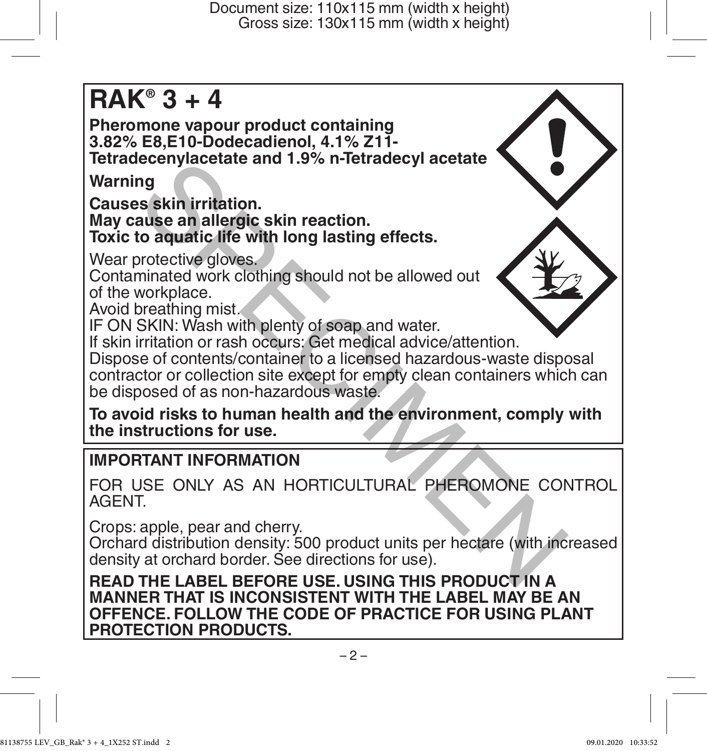# RAK® 3 + 4

**Pheromone vapour product containing 3.82% E8,E10-Dodecadienol, 4.1% Z11-Tetradecenylacetate and 1.9% n-Tetradecyl acetate**

**Warning**

**Causes skin irritation.**
**May cause an allergic skin reaction.**
**Toxic to aquatic life with long lasting effects.**

Wear protective gloves.
Contaminated work clothing should not be allowed out of the workplace.
Avoid breathing mist.
IF ON SKIN: Wash with plenty of soap and water.
If skin irritation or rash occurs: Get medical advice/attention.
Dispose of contents/container to a licensed hazardous-waste disposal contractor or collection site except for empty clean containers which can be disposed of as non-hazardous waste.

**To avoid risks to human health and the environment, comply with the instructions for use.**

## IMPORTANT INFORMATION

FOR USE ONLY AS AN HORTICULTURAL PHEROMONE CONTROL AGENT.

Crops: apple, pear and cherry.
Orchard distribution density: 500 product units per hectare (with increased density at orchard border. See directions for use).

**READ THE LABEL BEFORE USE. USING THIS PRODUCT IN A MANNER THAT IS INCONSISTENT WITH THE LABEL MAY BE AN OFFENCE. FOLLOW THE CODE OF PRACTICE FOR USING PLANT PROTECTION PRODUCTS.**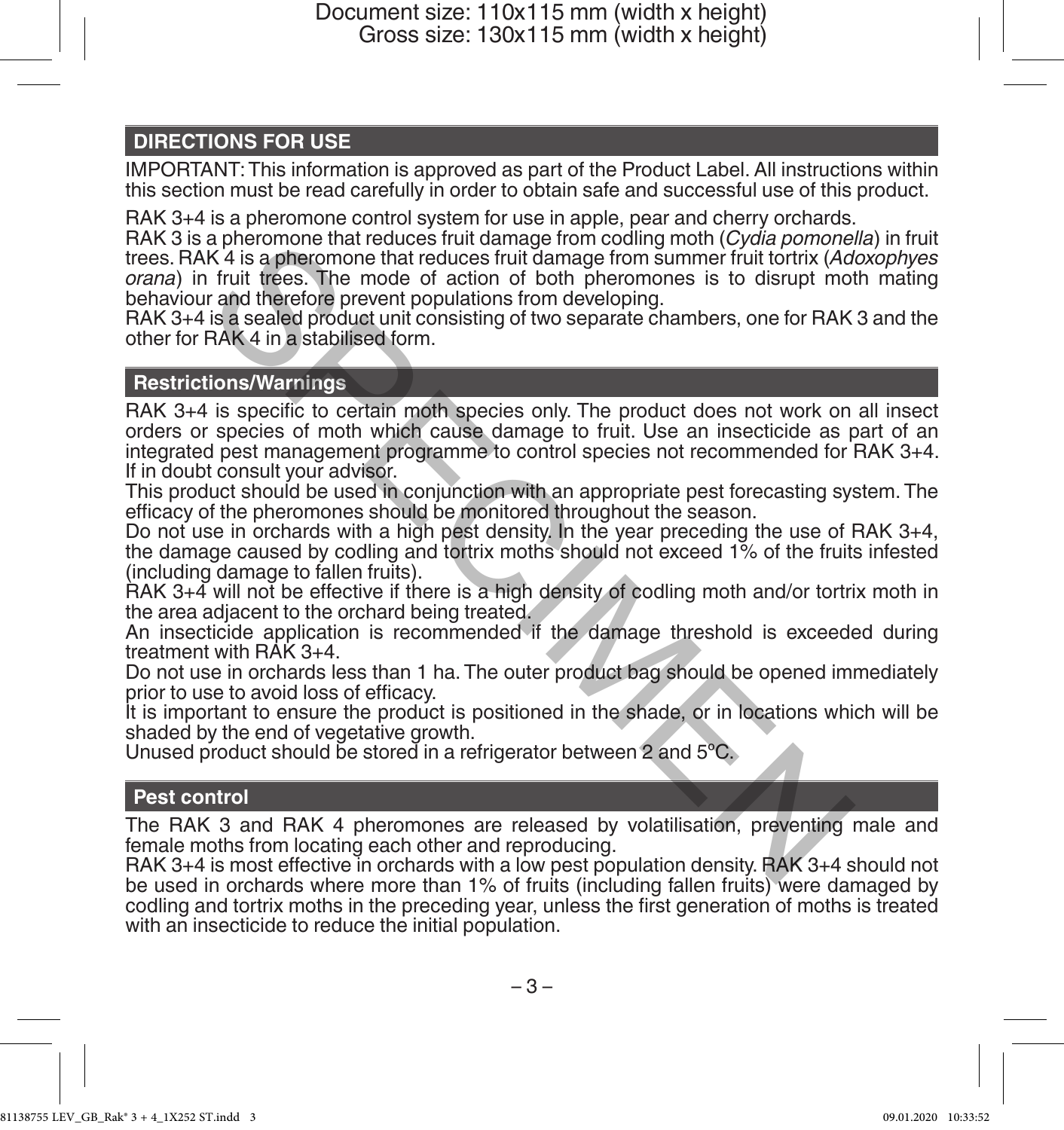## DIRECTIONS FOR USE

IMPORTANT: This information is approved as part of the Product Label. All instructions within this section must be read carefully in order to obtain safe and successful use of this product.

RAK 3+4 is a pheromone control system for use in apple, pear and cherry orchards.
RAK 3 is a pheromone that reduces fruit damage from codling moth (*Cydia pomonella*) in fruit trees. RAK 4 is a pheromone that reduces fruit damage from summer fruit tortrix (*Adoxophyes orana*) in fruit trees. The mode of action of both pheromones is to disrupt moth mating behaviour and therefore prevent populations from developing.
RAK 3+4 is a sealed product unit consisting of two separate chambers, one for RAK 3 and the other for RAK 4 in a stabilised form.

### Restrictions/Warnings

RAK 3+4 is specific to certain moth species only. The product does not work on all insect orders or species of moth which cause damage to fruit. Use an insecticide as part of an integrated pest management programme to control species not recommended for RAK 3+4. If in doubt consult your advisor.
This product should be used in conjunction with an appropriate pest forecasting system. The efficacy of the pheromones should be monitored throughout the season.
Do not use in orchards with a high pest density. In the year preceding the use of RAK 3+4, the damage caused by codling and tortrix moths should not exceed 1% of the fruits infested (including damage to fallen fruits).
RAK 3+4 will not be effective if there is a high density of codling moth and/or tortrix moth in the area adjacent to the orchard being treated.
An insecticide application is recommended if the damage threshold is exceeded during treatment with RAK 3+4.
Do not use in orchards less than 1 ha. The outer product bag should be opened immediately prior to use to avoid loss of efficacy.
It is important to ensure the product is positioned in the shade, or in locations which will be shaded by the end of vegetative growth.
Unused product should be stored in a refrigerator between 2 and 5°C.

### Pest control

The RAK 3 and RAK 4 pheromones are released by volatilisation, preventing male and female moths from locating each other and reproducing.
RAK 3+4 is most effective in orchards with a low pest population density. RAK 3+4 should not be used in orchards where more than 1% of fruits (including fallen fruits) were damaged by codling and tortrix moths in the preceding year, unless the first generation of moths is treated with an insecticide to reduce the initial population.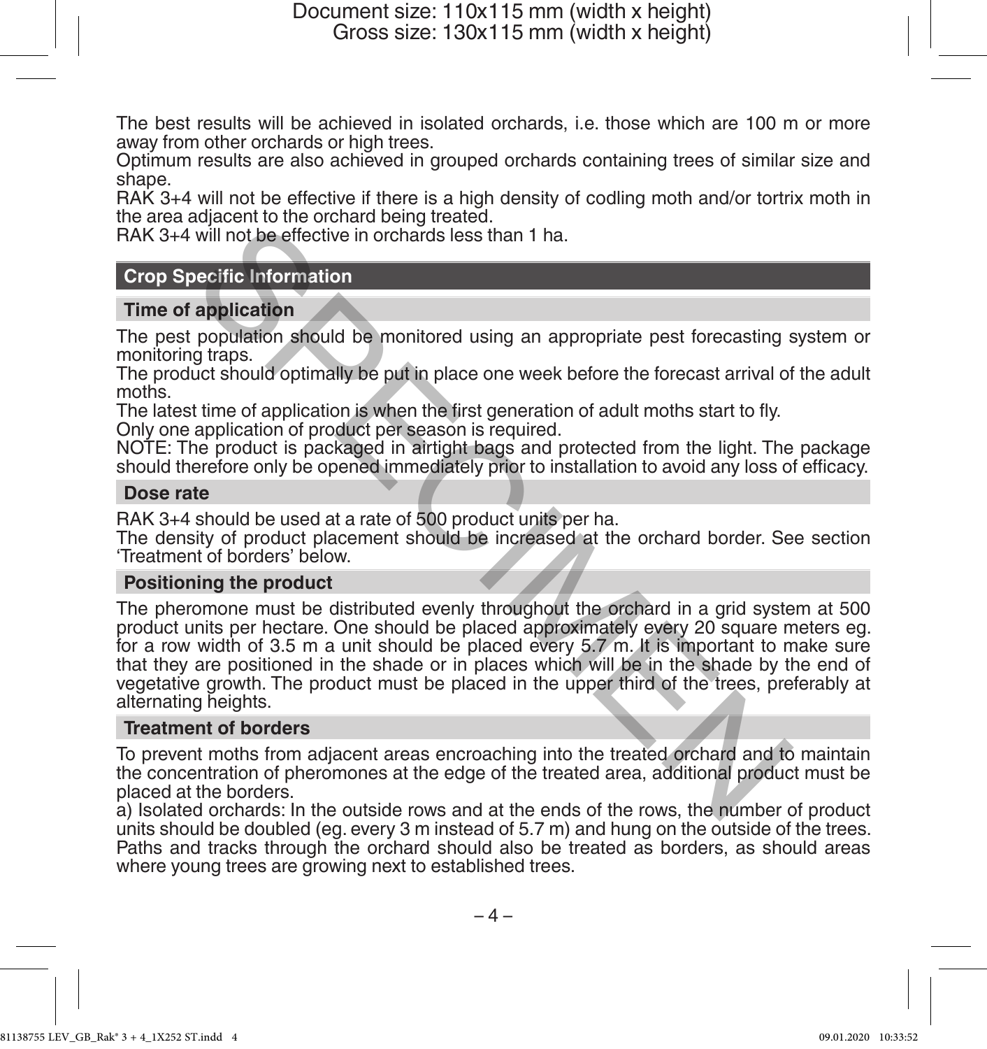The best results will be achieved in isolated orchards, i.e. those which are 100 m or more away from other orchards or high trees.
Optimum results are also achieved in grouped orchards containing trees of similar size and shape.
RAK 3+4 will not be effective if there is a high density of codling moth and/or tortrix moth in the area adjacent to the orchard being treated.
RAK 3+4 will not be effective in orchards less than 1 ha.

## Crop Specific Information

### Time of application

The pest population should be monitored using an appropriate pest forecasting system or monitoring traps.
The product should optimally be put in place one week before the forecast arrival of the adult moths.
The latest time of application is when the first generation of adult moths start to fly.
Only one application of product per season is required.
NOTE: The product is packaged in airtight bags and protected from the light. The package should therefore only be opened immediately prior to installation to avoid any loss of efficacy.

### Dose rate

RAK 3+4 should be used at a rate of 500 product units per ha.
The density of product placement should be increased at the orchard border. See section 'Treatment of borders' below.

### Positioning the product

The pheromone must be distributed evenly throughout the orchard in a grid system at 500 product units per hectare. One should be placed approximately every 20 square meters eg. for a row width of 3.5 m a unit should be placed every 5.7 m. It is important to make sure that they are positioned in the shade or in places which will be in the shade by the end of vegetative growth. The product must be placed in the upper third of the trees, preferably at alternating heights.

### Treatment of borders

To prevent moths from adjacent areas encroaching into the treated orchard and to maintain the concentration of pheromones at the edge of the treated area, additional product must be placed at the borders.
a) Isolated orchards: In the outside rows and at the ends of the rows, the number of product units should be doubled (eg. every 3 m instead of 5.7 m) and hung on the outside of the trees. Paths and tracks through the orchard should also be treated as borders, as should areas where young trees are growing next to established trees.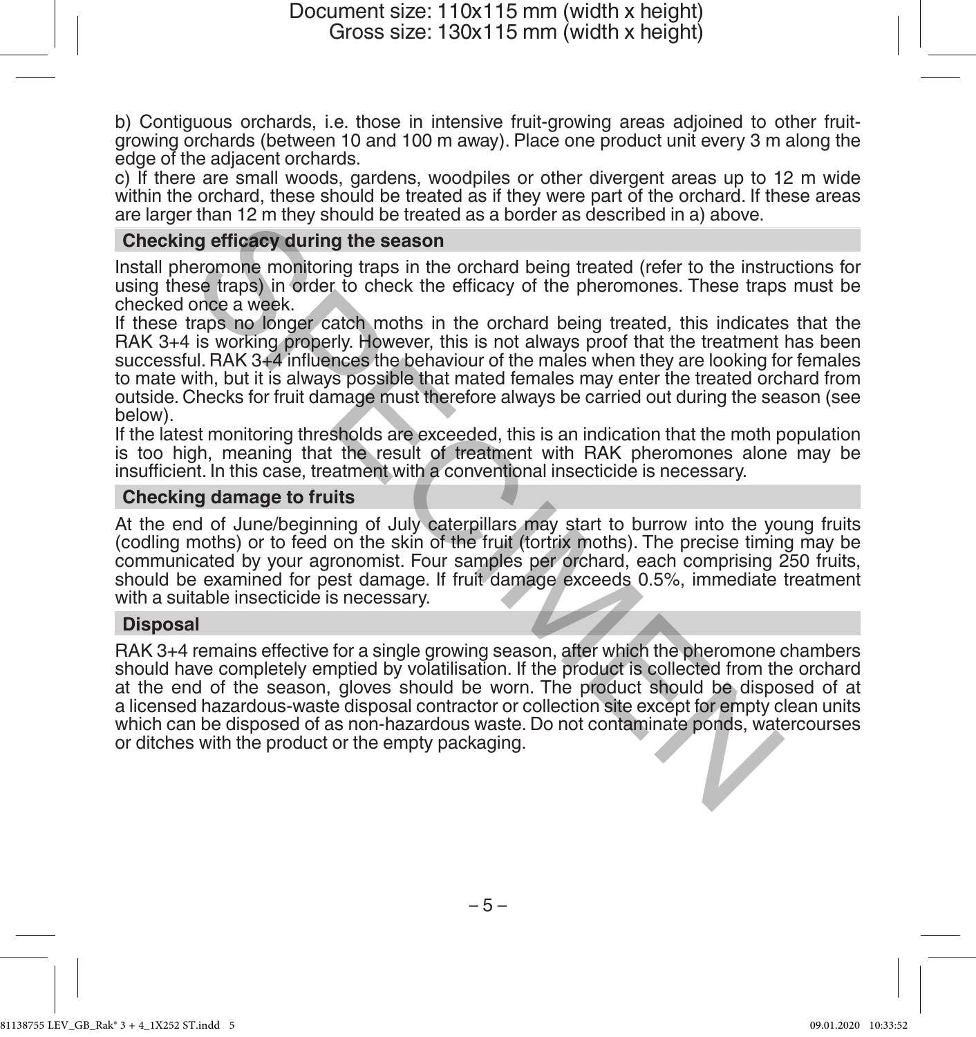b) Contiguous orchards, i.e. those in intensive fruit-growing areas adjoined to other fruit-growing orchards (between 10 and 100 m away). Place one product unit every 3 m along the edge of the adjacent orchards.

c) If there are small woods, gardens, woodpiles or other divergent areas up to 12 m wide within the orchard, these should be treated as if they were part of the orchard. If these areas are larger than 12 m they should be treated as a border as described in a) above.

## Checking efficacy during the season

Install pheromone monitoring traps in the orchard being treated (refer to the instructions for using these traps) in order to check the efficacy of the pheromones. These traps must be checked once a week.

If these traps no longer catch moths in the orchard being treated, this indicates that the RAK 3+4 is working properly. However, this is not always proof that the treatment has been successful. RAK 3+4 influences the behaviour of the males when they are looking for females to mate with, but it is always possible that mated females may enter the treated orchard from outside. Checks for fruit damage must therefore always be carried out during the season (see below).

If the latest monitoring thresholds are exceeded, this is an indication that the moth population is too high, meaning that the result of treatment with RAK pheromones alone may be insufficient. In this case, treatment with a conventional insecticide is necessary.

## Checking damage to fruits

At the end of June/beginning of July caterpillars may start to burrow into the young fruits (codling moths) or to feed on the skin of the fruit (tortrix moths). The precise timing may be communicated by your agronomist. Four samples per orchard, each comprising 250 fruits, should be examined for pest damage. If fruit damage exceeds 0.5%, immediate treatment with a suitable insecticide is necessary.

## Disposal

RAK 3+4 remains effective for a single growing season, after which the pheromone chambers should have completely emptied by volatilisation. If the product is collected from the orchard at the end of the season, gloves should be worn. The product should be disposed of at a licensed hazardous-waste disposal contractor or collection site except for empty clean units which can be disposed of as non-hazardous waste. Do not contaminate ponds, watercourses or ditches with the product or the empty packaging.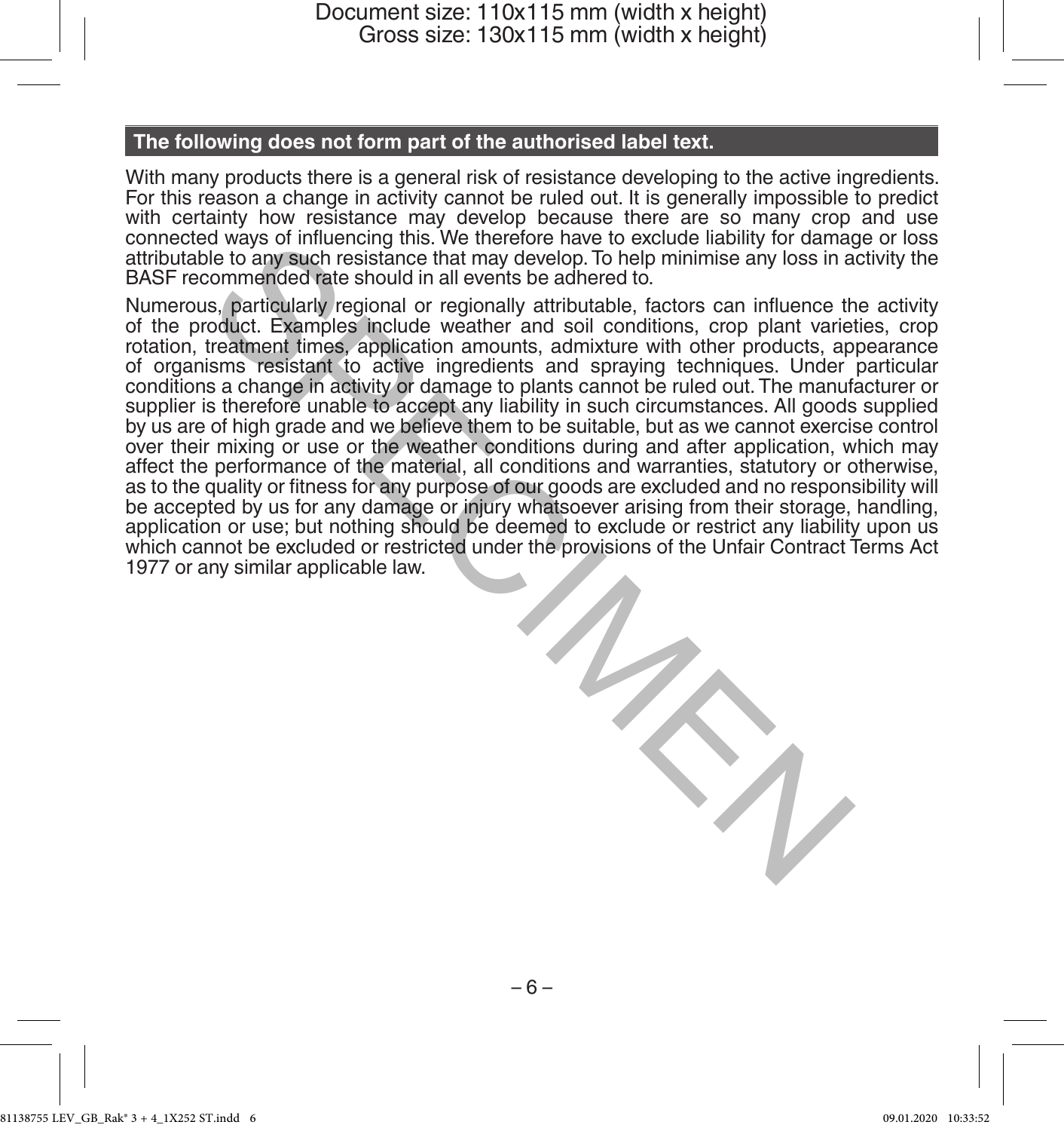## The following does not form part of the authorised label text.

With many products there is a general risk of resistance developing to the active ingredients. For this reason a change in activity cannot be ruled out. It is generally impossible to predict with certainty how resistance may develop because there are so many crop and use connected ways of influencing this. We therefore have to exclude liability for damage or loss attributable to any such resistance that may develop. To help minimise any loss in activity the BASF recommended rate should in all events be adhered to.

Numerous, particularly regional or regionally attributable, factors can influence the activity of the product. Examples include weather and soil conditions, crop plant varieties, crop rotation, treatment times, application amounts, admixture with other products, appearance of organisms resistant to active ingredients and spraying techniques. Under particular conditions a change in activity or damage to plants cannot be ruled out. The manufacturer or supplier is therefore unable to accept any liability in such circumstances. All goods supplied by us are of high grade and we believe them to be suitable, but as we cannot exercise control over their mixing or use or the weather conditions during and after application, which may affect the performance of the material, all conditions and warranties, statutory or otherwise, as to the quality or fitness for any purpose of our goods are excluded and no responsibility will be accepted by us for any damage or injury whatsoever arising from their storage, handling, application or use; but nothing should be deemed to exclude or restrict any liability upon us which cannot be excluded or restricted under the provisions of the Unfair Contract Terms Act 1977 or any similar applicable law.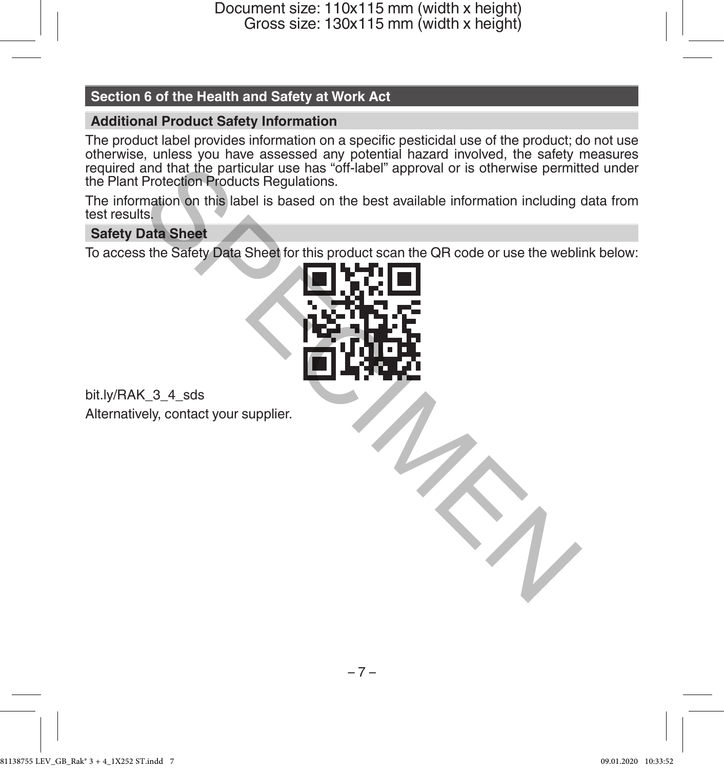## Section 6 of the Health and Safety at Work Act

### Additional Product Safety Information

The product label provides information on a specific pesticidal use of the product; do not use otherwise, unless you have assessed any potential hazard involved, the safety measures required and that the particular use has "off-label" approval or is otherwise permitted under the Plant Protection Products Regulations.

The information on this label is based on the best available information including data from test results.

### Safety Data Sheet

To access the Safety Data Sheet for this product scan the QR code or use the weblink below:

bit.ly/RAK_3_4_sds

Alternatively, contact your supplier.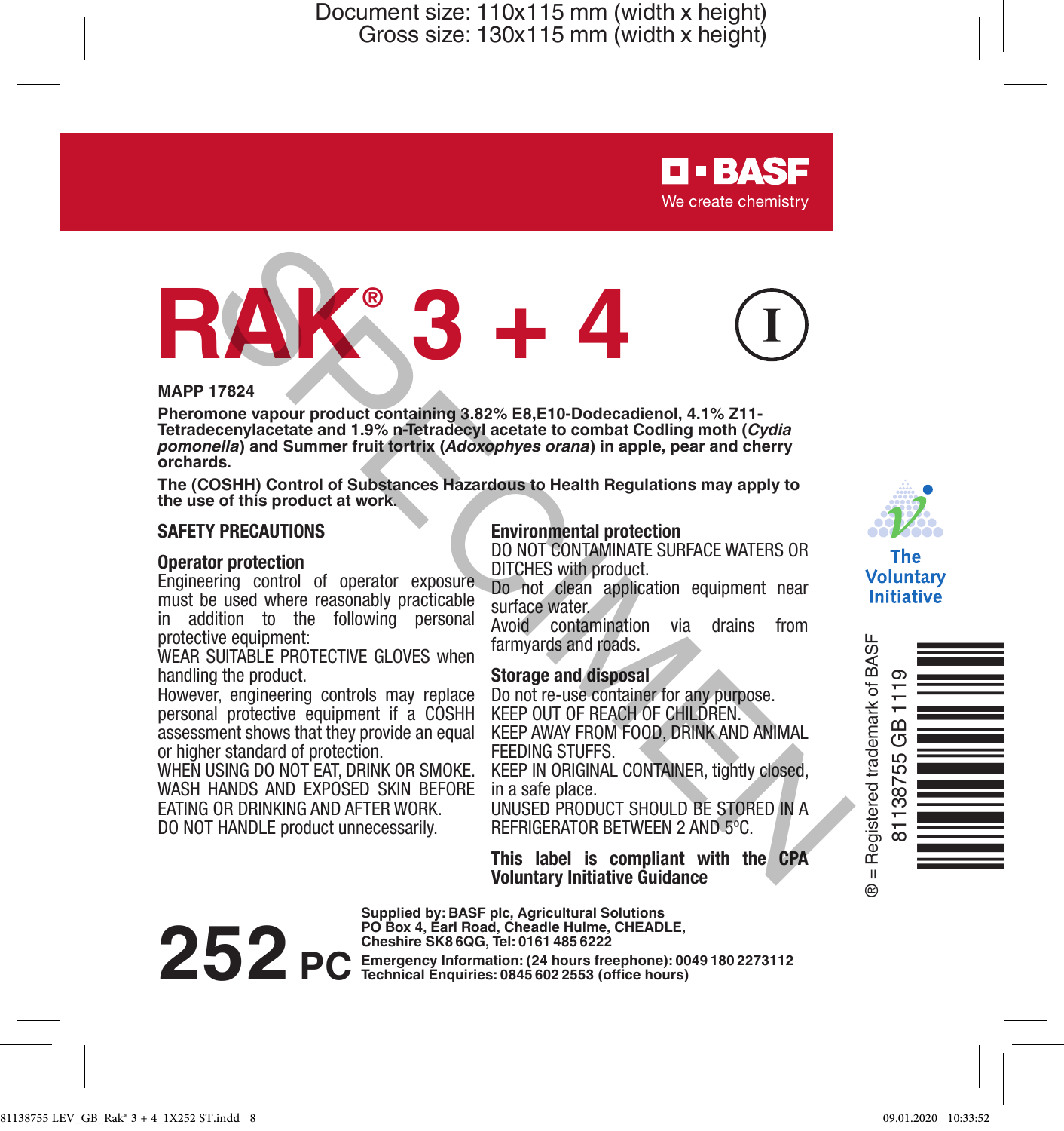Document size: 110x115 mm (width x height)
Gross size: 130x115 mm (width x height)

BASF
We create chemistry

# RAK® 3 + 4

I

**MAPP 17824**

**Pheromone vapour product containing 3.82% E8,E10-Dodecadienol, 4.1% Z11-Tetradecenylacetate and 1.9% n-Tetradecyl acetate to combat Codling moth (*Cydia pomonella*) and Summer fruit tortrix (*Adoxophyes orana*) in apple, pear and cherry orchards.**

**The (COSHH) Control of Substances Hazardous to Health Regulations may apply to the use of this product at work.**

## SAFETY PRECAUTIONS

### Operator protection

Engineering control of operator exposure must be used where reasonably practicable in addition to the following personal protective equipment:
WEAR SUITABLE PROTECTIVE GLOVES when handling the product.
However, engineering controls may replace personal protective equipment if a COSHH assessment shows that they provide an equal or higher standard of protection.
WHEN USING DO NOT EAT, DRINK OR SMOKE.
WASH HANDS AND EXPOSED SKIN BEFORE EATING OR DRINKING AND AFTER WORK.
DO NOT HANDLE product unnecessarily.

### Environmental protection

DO NOT CONTAMINATE SURFACE WATERS OR DITCHES with product.
Do not clean application equipment near surface water.
Avoid contamination via drains from farmyards and roads.

### Storage and disposal

Do not re-use container for any purpose.
KEEP OUT OF REACH OF CHILDREN.
KEEP AWAY FROM FOOD, DRINK AND ANIMAL FEEDING STUFFS.
KEEP IN ORIGINAL CONTAINER, tightly closed, in a safe place.
UNUSED PRODUCT SHOULD BE STORED IN A REFRIGERATOR BETWEEN 2 AND 5ºC.

**This label is compliant with the CPA Voluntary Initiative Guidance**

The Voluntary Initiative

® = Registered trademark of BASF

81138755 GB 1119

# 252 PC

**Supplied by: BASF plc, Agricultural Solutions**
**PO Box 4, Earl Road, Cheadle Hulme, CHEADLE, Cheshire SK8 6QG, Tel: 0161 485 6222**
**Emergency Information: (24 hours freephone): 0049 180 2273112**
**Technical Enquiries: 0845 602 2553 (office hours)**

SPECIMEN

81138755 LEV_GB_Rak® 3 + 4_1X252 ST.indd 8 09.01.2020 10:33:52